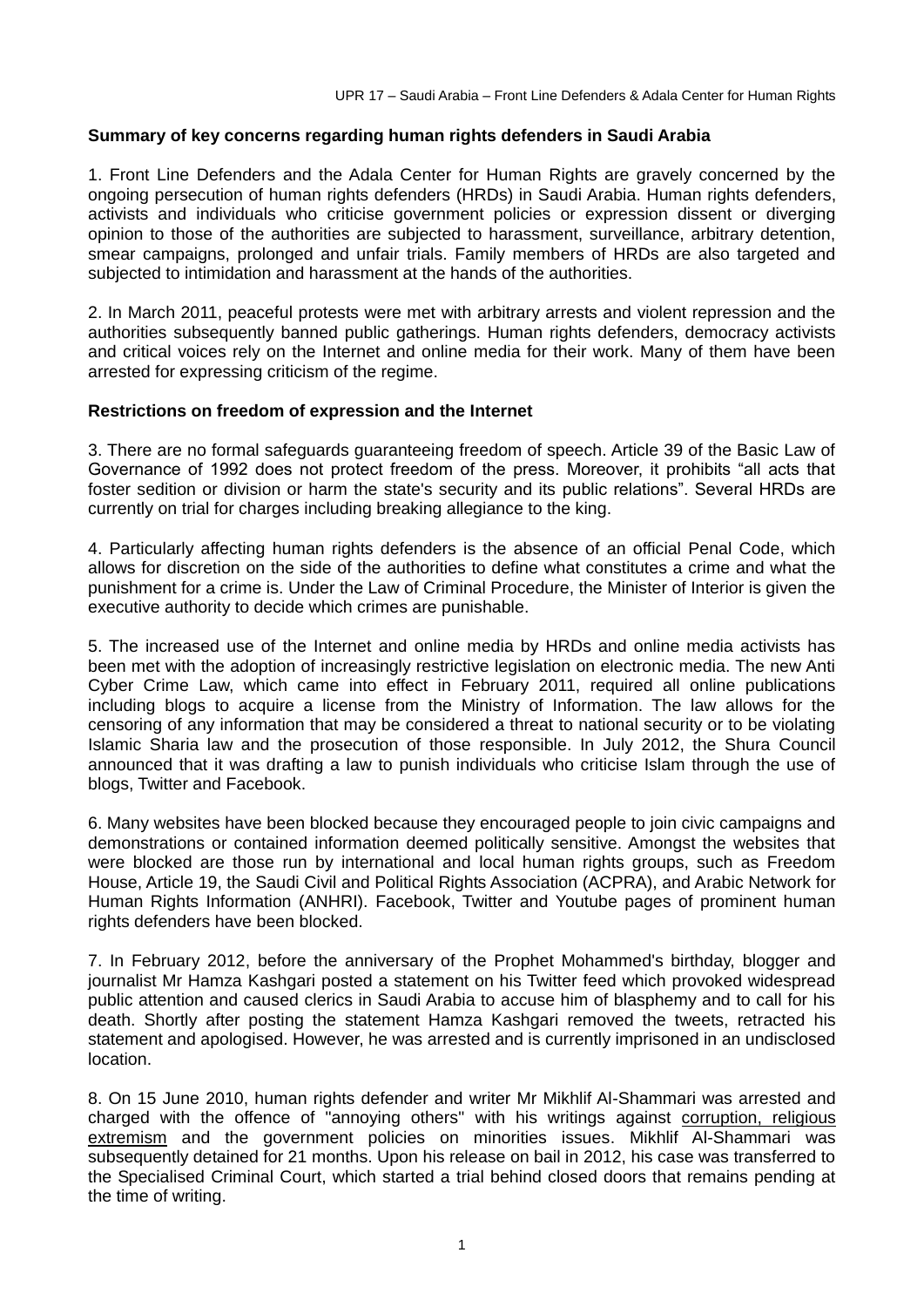**Summary of key concerns regarding human rights defenders in Saudi Arabia**

1. Front Line Defenders and the Adala Center for Human Rights are gravely concerned by the ongoing persecution of human rights defenders (HRDs) in Saudi Arabia. Human rights defenders, activists and individuals who criticise government policies or expression dissent or diverging opinion to those of the authorities are subjected to harassment, surveillance, arbitrary detention, smear campaigns, prolonged and unfair trials. Family members of HRDs are also targeted and subjected to intimidation and harassment at the hands of the authorities.

2. In March 2011, peaceful protests were met with arbitrary arrests and violent repression and the authorities subsequently banned public gatherings. Human rights defenders, democracy activists and critical voices rely on the Internet and online media for their work. Many of them have been arrested for expressing criticism of the regime.

**Restrictions on freedom of expression and the Internet**

3. There are no formal safeguards guaranteeing freedom of speech. Article 39 of the Basic Law of Governance of 1992 does not protect freedom of the press. Moreover, it prohibits "all acts that foster sedition or division or harm the state's security and its public relations". Several HRDs are currently on trial for charges including breaking allegiance to the king.

4. Particularly affecting human rights defenders is the absence of an official Penal Code, which allows for discretion on the side of the authorities to define what constitutes a crime and what the punishment for a crime is. Under the Law of Criminal Procedure, the Minister of Interior is given the executive authority to decide which crimes are punishable.

5. The increased use of the Internet and online media by HRDs and online media activists has been met with the adoption of increasingly restrictive legislation on electronic media. The new Anti Cyber Crime Law, which came into effect in February 2011, required all online publications including blogs to acquire a license from the Ministry of Information. The law allows for the censoring of any information that may be considered a threat to national security or to be violating Islamic Sharia law and the prosecution of those responsible. In July 2012, the Shura Council announced that it was drafting a law to punish individuals who criticise Islam through the use of blogs, Twitter and Facebook.

6. Many websites have been blocked because they encouraged people to join civic campaigns and demonstrations or contained information deemed politically sensitive. Amongst the websites that were blocked are those run by international and local human rights groups, such as Freedom House, Article 19, the Saudi Civil and Political Rights Association (ACPRA), and Arabic Network for Human Rights Information (ANHRI). Facebook, Twitter and Youtube pages of prominent human rights defenders have been blocked.

7. In February 2012, before the anniversary of the Prophet Mohammed's birthday, blogger and journalist Mr Hamza Kashgari posted a statement on his Twitter feed which provoked widespread public attention and caused clerics in Saudi Arabia to accuse him of blasphemy and to call for his death. Shortly after posting the statement Hamza Kashgari removed the tweets, retracted his statement and apologised. However, he was arrested and is currently imprisoned in an undisclosed location.

8. On 15 June 2010, human rights defender and writer Mr Mikhlif Al-Shammari was arrested and charged with the offence of "annoying others" with his writings against corruption, religious extremism and the government policies on minorities issues. Mikhlif Al-Shammari was subsequently detained for 21 months. Upon his release on bail in 2012, his case was transferred to the Specialised Criminal Court, which started a trial behind closed doors that remains pending at the time of writing.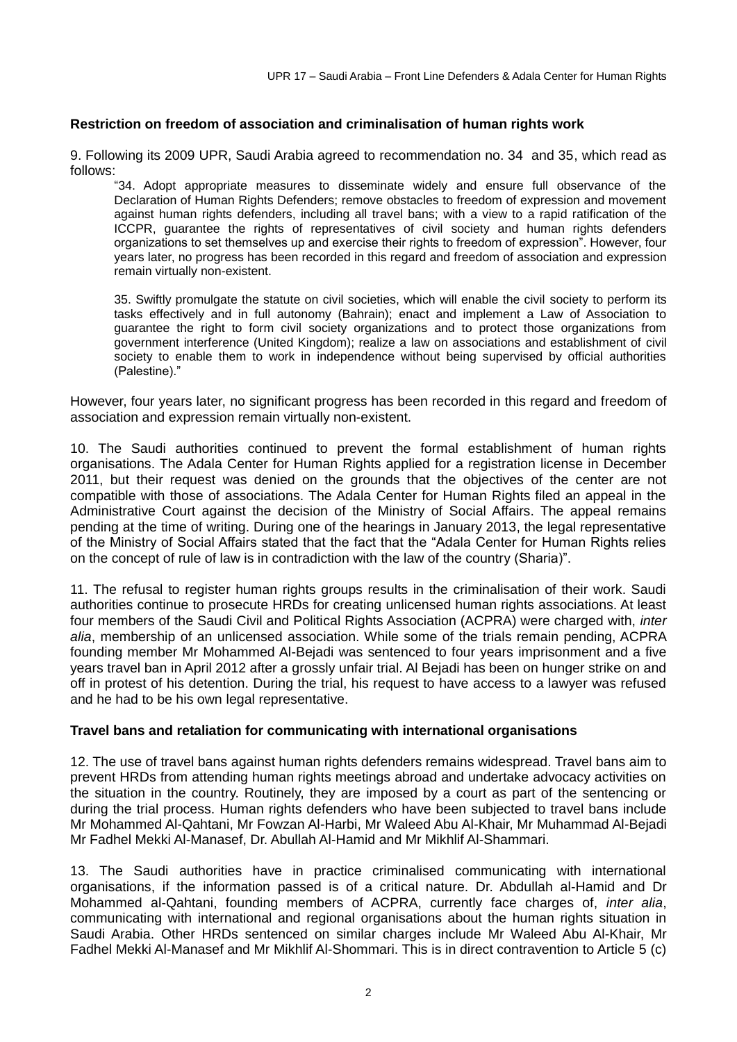**Restriction on freedom of association and criminalisation of human rights work**

9. Following its 2009 UPR, Saudi Arabia agreed to recommendation no. 34 and 35, which read as follows:

> "34. Adopt appropriate measures to disseminate widely and ensure full observance of the Declaration of Human Rights Defenders; remove obstacles to freedom of expression and movement against human rights defenders, including all travel bans; with a view to a rapid ratification of the ICCPR, guarantee the rights of representatives of civil society and human rights defenders organizations to set themselves up and exercise their rights to freedom of expression". However, four years later, no progress has been recorded in this regard and freedom of association and expression remain virtually non-existent.
>
> 35. Swiftly promulgate the statute on civil societies, which will enable the civil society to perform its tasks effectively and in full autonomy (Bahrain); enact and implement a Law of Association to guarantee the right to form civil society organizations and to protect those organizations from government interference (United Kingdom); realize a law on associations and establishment of civil society to enable them to work in independence without being supervised by official authorities (Palestine)."

However, four years later, no significant progress has been recorded in this regard and freedom of association and expression remain virtually non-existent.

10. The Saudi authorities continued to prevent the formal establishment of human rights organisations. The Adala Center for Human Rights applied for a registration license in December 2011, but their request was denied on the grounds that the objectives of the center are not compatible with those of associations. The Adala Center for Human Rights filed an appeal in the Administrative Court against the decision of the Ministry of Social Affairs. The appeal remains pending at the time of writing. During one of the hearings in January 2013, the legal representative of the Ministry of Social Affairs stated that the fact that the "Adala Center for Human Rights relies on the concept of rule of law is in contradiction with the law of the country (Sharia)".

11. The refusal to register human rights groups results in the criminalisation of their work. Saudi authorities continue to prosecute HRDs for creating unlicensed human rights associations. At least four members of the Saudi Civil and Political Rights Association (ACPRA) were charged with, *inter alia*, membership of an unlicensed association. While some of the trials remain pending, ACPRA founding member Mr Mohammed Al-Bejadi was sentenced to four years imprisonment and a five years travel ban in April 2012 after a grossly unfair trial. Al Bejadi has been on hunger strike on and off in protest of his detention. During the trial, his request to have access to a lawyer was refused and he had to be his own legal representative.

**Travel bans and retaliation for communicating with international organisations**

12. The use of travel bans against human rights defenders remains widespread. Travel bans aim to prevent HRDs from attending human rights meetings abroad and undertake advocacy activities on the situation in the country. Routinely, they are imposed by a court as part of the sentencing or during the trial process. Human rights defenders who have been subjected to travel bans include Mr Mohammed Al-Qahtani, Mr Fowzan Al-Harbi, Mr Waleed Abu Al-Khair, Mr Muhammad Al-Bejadi Mr Fadhel Mekki Al-Manasef, Dr. Abullah Al-Hamid and Mr Mikhlif Al-Shammari.

13. The Saudi authorities have in practice criminalised communicating with international organisations, if the information passed is of a critical nature. Dr. Abdullah al-Hamid and Dr Mohammed al-Qahtani, founding members of ACPRA, currently face charges of, *inter alia*, communicating with international and regional organisations about the human rights situation in Saudi Arabia. Other HRDs sentenced on similar charges include Mr Waleed Abu Al-Khair, Mr Fadhel Mekki Al-Manasef and Mr Mikhlif Al-Shommari. This is in direct contravention to Article 5 (c)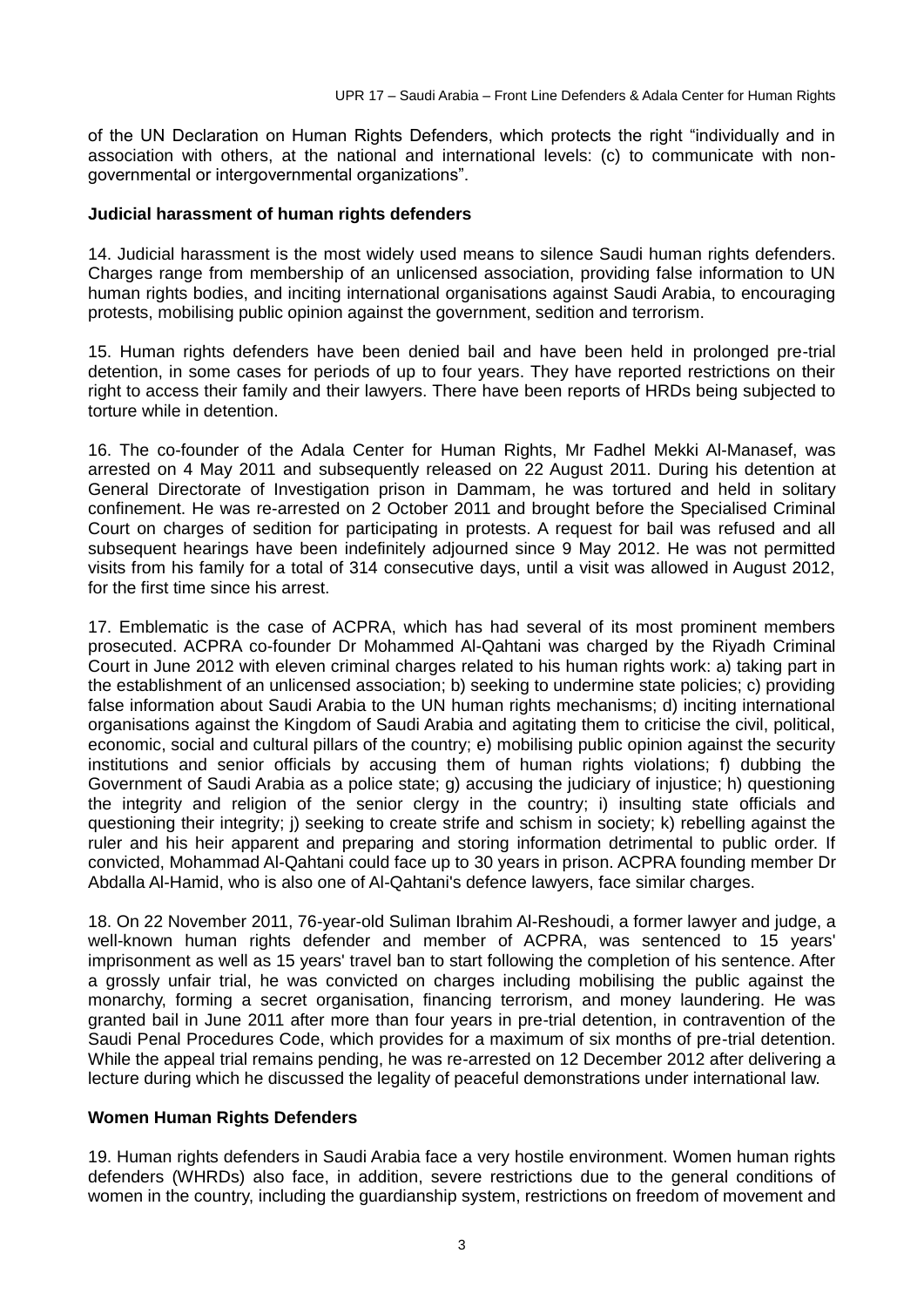of the UN Declaration on Human Rights Defenders, which protects the right "individually and in association with others, at the national and international levels: (c) to communicate with non-governmental or intergovernmental organizations".

**Judicial harassment of human rights defenders**

14. Judicial harassment is the most widely used means to silence Saudi human rights defenders. Charges range from membership of an unlicensed association, providing false information to UN human rights bodies, and inciting international organisations against Saudi Arabia, to encouraging protests, mobilising public opinion against the government, sedition and terrorism.

15. Human rights defenders have been denied bail and have been held in prolonged pre-trial detention, in some cases for periods of up to four years. They have reported restrictions on their right to access their family and their lawyers. There have been reports of HRDs being subjected to torture while in detention.

16. The co-founder of the Adala Center for Human Rights, Mr Fadhel Mekki Al-Manasef, was arrested on 4 May 2011 and subsequently released on 22 August 2011. During his detention at General Directorate of Investigation prison in Dammam, he was tortured and held in solitary confinement. He was re-arrested on 2 October 2011 and brought before the Specialised Criminal Court on charges of sedition for participating in protests. A request for bail was refused and all subsequent hearings have been indefinitely adjourned since 9 May 2012. He was not permitted visits from his family for a total of 314 consecutive days, until a visit was allowed in August 2012, for the first time since his arrest.

17. Emblematic is the case of ACPRA, which has had several of its most prominent members prosecuted. ACPRA co-founder Dr Mohammed Al-Qahtani was charged by the Riyadh Criminal Court in June 2012 with eleven criminal charges related to his human rights work: a) taking part in the establishment of an unlicensed association; b) seeking to undermine state policies; c) providing false information about Saudi Arabia to the UN human rights mechanisms; d) inciting international organisations against the Kingdom of Saudi Arabia and agitating them to criticise the civil, political, economic, social and cultural pillars of the country; e) mobilising public opinion against the security institutions and senior officials by accusing them of human rights violations; f) dubbing the Government of Saudi Arabia as a police state; g) accusing the judiciary of injustice; h) questioning the integrity and religion of the senior clergy in the country; i) insulting state officials and questioning their integrity; j) seeking to create strife and schism in society; k) rebelling against the ruler and his heir apparent and preparing and storing information detrimental to public order. If convicted, Mohammad Al-Qahtani could face up to 30 years in prison. ACPRA founding member Dr Abdalla Al-Hamid, who is also one of Al-Qahtani's defence lawyers, face similar charges.

18. On 22 November 2011, 76-year-old Suliman Ibrahim Al-Reshoudi, a former lawyer and judge, a well-known human rights defender and member of ACPRA, was sentenced to 15 years' imprisonment as well as 15 years' travel ban to start following the completion of his sentence. After a grossly unfair trial, he was convicted on charges including mobilising the public against the monarchy, forming a secret organisation, financing terrorism, and money laundering. He was granted bail in June 2011 after more than four years in pre-trial detention, in contravention of the Saudi Penal Procedures Code, which provides for a maximum of six months of pre-trial detention. While the appeal trial remains pending, he was re-arrested on 12 December 2012 after delivering a lecture during which he discussed the legality of peaceful demonstrations under international law.

**Women Human Rights Defenders**

19. Human rights defenders in Saudi Arabia face a very hostile environment. Women human rights defenders (WHRDs) also face, in addition, severe restrictions due to the general conditions of women in the country, including the guardianship system, restrictions on freedom of movement and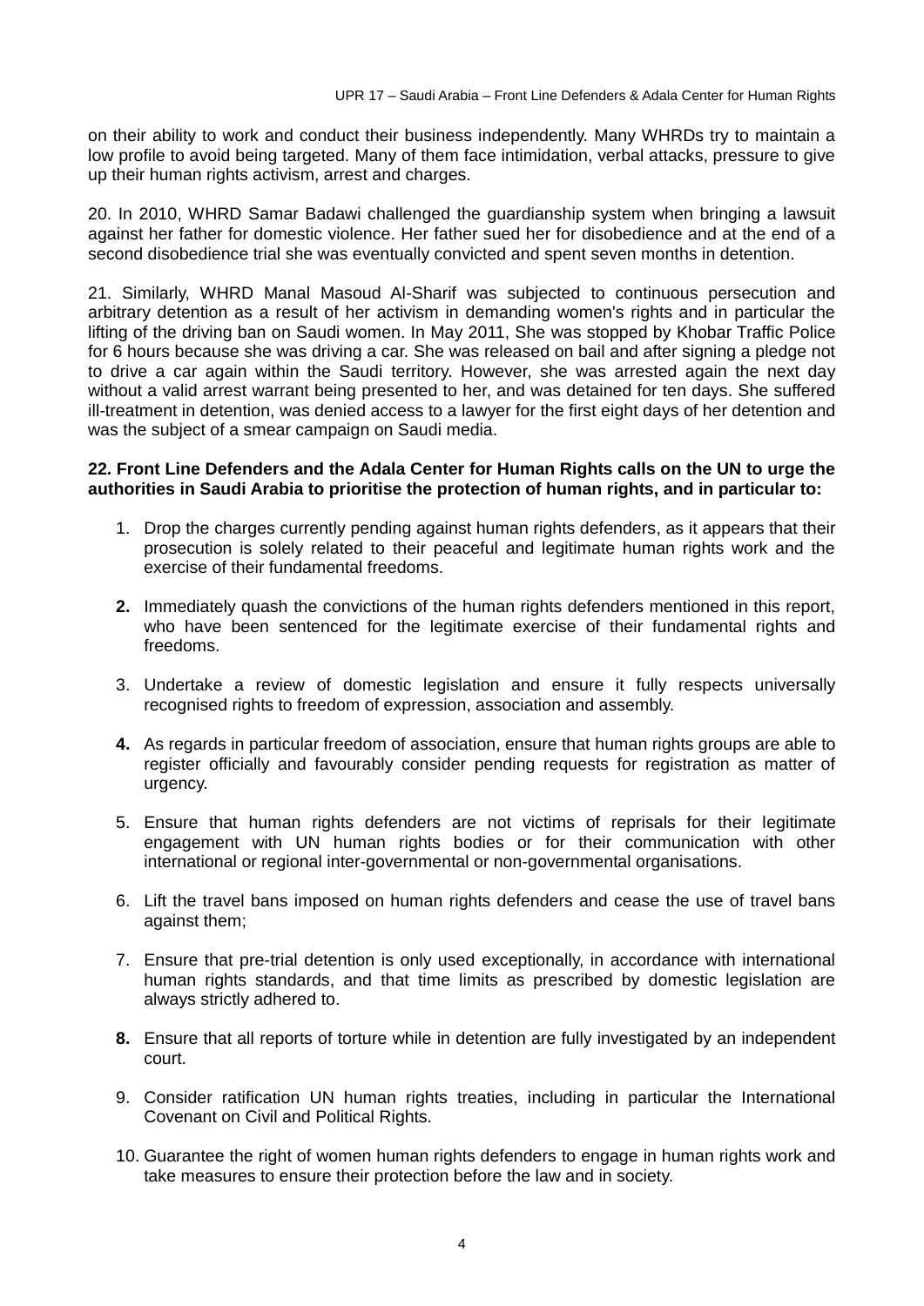on their ability to work and conduct their business independently. Many WHRDs try to maintain a low profile to avoid being targeted. Many of them face intimidation, verbal attacks, pressure to give up their human rights activism, arrest and charges.

20. In 2010, WHRD Samar Badawi challenged the guardianship system when bringing a lawsuit against her father for domestic violence. Her father sued her for disobedience and at the end of a second disobedience trial she was eventually convicted and spent seven months in detention.

21. Similarly, WHRD Manal Masoud Al-Sharif was subjected to continuous persecution and arbitrary detention as a result of her activism in demanding women's rights and in particular the lifting of the driving ban on Saudi women. In May 2011, She was stopped by Khobar Traffic Police for 6 hours because she was driving a car. She was released on bail and after signing a pledge not to drive a car again within the Saudi territory. However, she was arrested again the next day without a valid arrest warrant being presented to her, and was detained for ten days. She suffered ill-treatment in detention, was denied access to a lawyer for the first eight days of her detention and was the subject of a smear campaign on Saudi media.

**22. Front Line Defenders and the Adala Center for Human Rights calls on the UN to urge the authorities in Saudi Arabia to prioritise the protection of human rights, and in particular to:**

1. Drop the charges currently pending against human rights defenders, as it appears that their prosecution is solely related to their peaceful and legitimate human rights work and the exercise of their fundamental freedoms.

2. Immediately quash the convictions of the human rights defenders mentioned in this report, who have been sentenced for the legitimate exercise of their fundamental rights and freedoms.

3. Undertake a review of domestic legislation and ensure it fully respects universally recognised rights to freedom of expression, association and assembly.

4. As regards in particular freedom of association, ensure that human rights groups are able to register officially and favourably consider pending requests for registration as matter of urgency.

5. Ensure that human rights defenders are not victims of reprisals for their legitimate engagement with UN human rights bodies or for their communication with other international or regional inter-governmental or non-governmental organisations.

6. Lift the travel bans imposed on human rights defenders and cease the use of travel bans against them;

7. Ensure that pre-trial detention is only used exceptionally, in accordance with international human rights standards, and that time limits as prescribed by domestic legislation are always strictly adhered to.

8. Ensure that all reports of torture while in detention are fully investigated by an independent court.

9. Consider ratification UN human rights treaties, including in particular the International Covenant on Civil and Political Rights.

10. Guarantee the right of women human rights defenders to engage in human rights work and take measures to ensure their protection before the law and in society.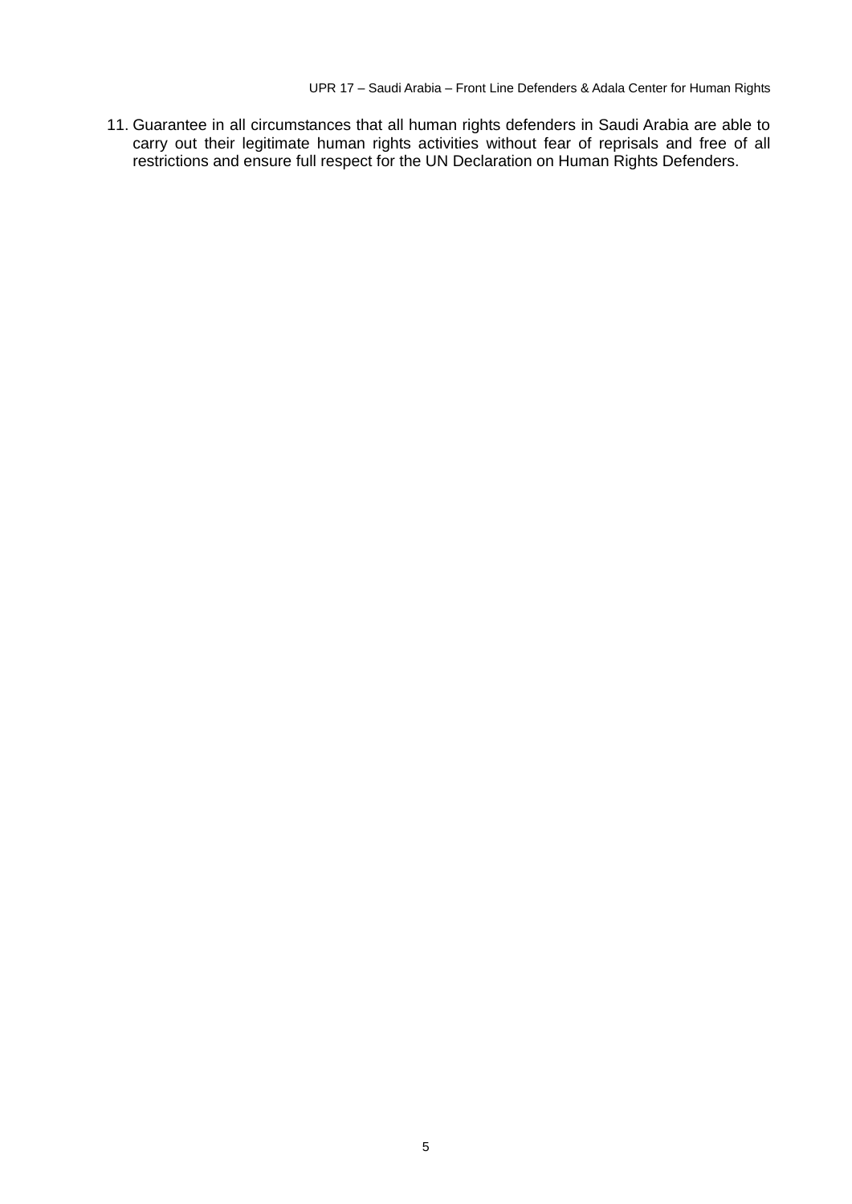11. Guarantee in all circumstances that all human rights defenders in Saudi Arabia are able to carry out their legitimate human rights activities without fear of reprisals and free of all restrictions and ensure full respect for the UN Declaration on Human Rights Defenders.